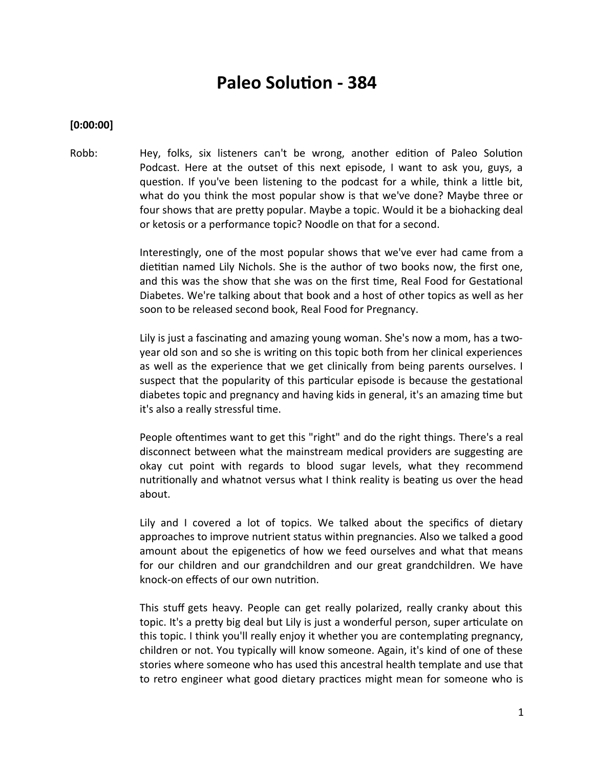# Paleo Solution - 384

**[0:00:00]**

Robb: Hey, folks, six listeners can't be wrong, another edition of Paleo Solution Podcast. Here at the outset of this next episode, I want to ask you, guys, a question. If you've been listening to the podcast for a while, think a little bit, what do you think the most popular show is that we've done? Maybe three or four shows that are pretty popular. Maybe a topic. Would it be a biohacking deal or ketosis or a performance topic? Noodle on that for a second.

Interestingly, one of the most popular shows that we've ever had came from a dietitian named Lily Nichols. She is the author of two books now, the first one, and this was the show that she was on the first time, Real Food for Gestational Diabetes. We're talking about that book and a host of other topics as well as her soon to be released second book, Real Food for Pregnancy.

Lily is just a fascinating and amazing young woman. She's now a mom, has a two-year old son and so she is writing on this topic both from her clinical experiences as well as the experience that we get clinically from being parents ourselves. I suspect that the popularity of this particular episode is because the gestational diabetes topic and pregnancy and having kids in general, it's an amazing time but it's also a really stressful time.

People oftentimes want to get this "right" and do the right things. There's a real disconnect between what the mainstream medical providers are suggesting are okay cut point with regards to blood sugar levels, what they recommend nutritionally and whatnot versus what I think reality is beating us over the head about.

Lily and I covered a lot of topics. We talked about the specifics of dietary approaches to improve nutrient status within pregnancies. Also we talked a good amount about the epigenetics of how we feed ourselves and what that means for our children and our grandchildren and our great grandchildren. We have knock-on effects of our own nutrition.

This stuff gets heavy. People can get really polarized, really cranky about this topic. It's a pretty big deal but Lily is just a wonderful person, super articulate on this topic. I think you'll really enjoy it whether you are contemplating pregnancy, children or not. You typically will know someone. Again, it's kind of one of these stories where someone who has used this ancestral health template and use that to retro engineer what good dietary practices might mean for someone who is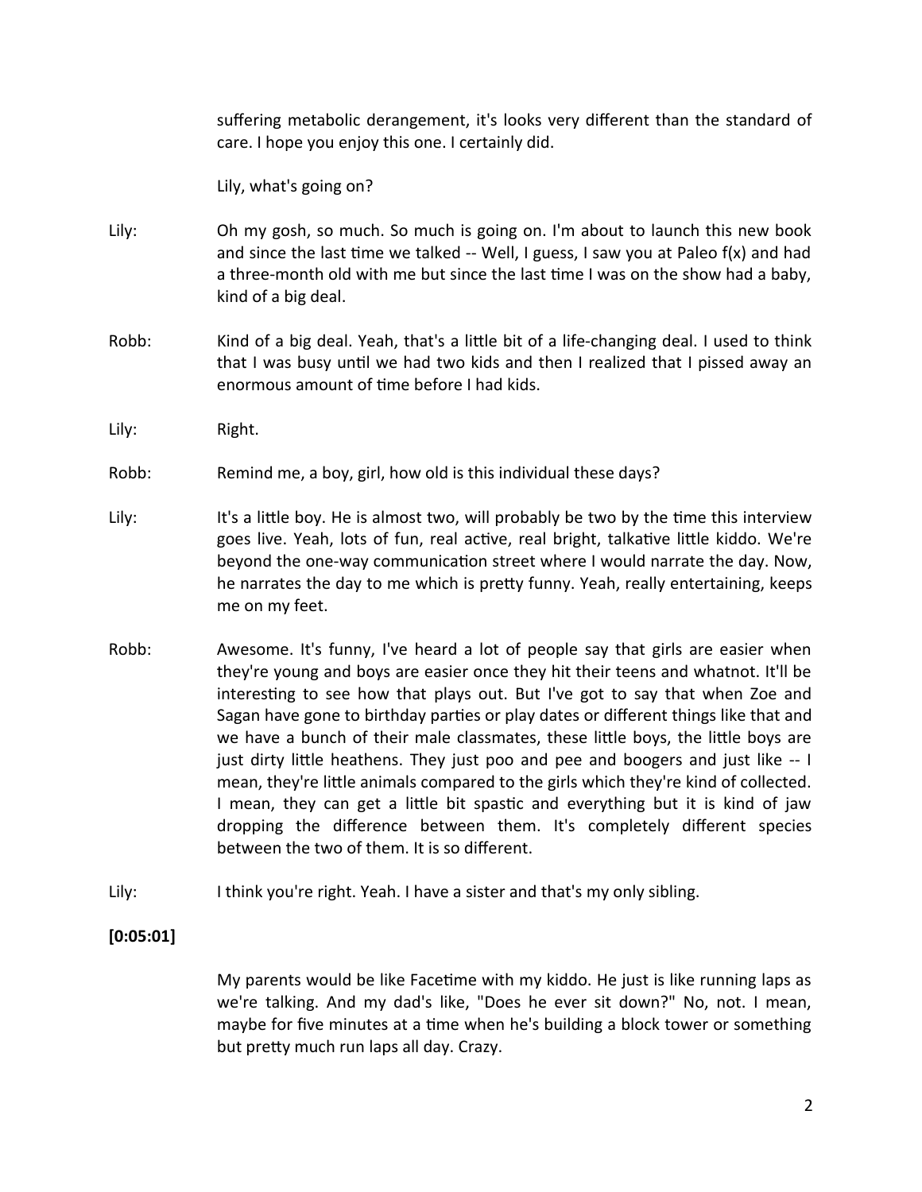suffering metabolic derangement, it's looks very different than the standard of care. I hope you enjoy this one. I certainly did.

Lily, what's going on?

Lily: Oh my gosh, so much. So much is going on. I'm about to launch this new book and since the last time we talked -- Well, I guess, I saw you at Paleo f(x) and had a three-month old with me but since the last time I was on the show had a baby, kind of a big deal.

Robb: Kind of a big deal. Yeah, that's a little bit of a life-changing deal. I used to think that I was busy until we had two kids and then I realized that I pissed away an enormous amount of time before I had kids.

Lily: Right.

Robb: Remind me, a boy, girl, how old is this individual these days?

Lily: It's a little boy. He is almost two, will probably be two by the time this interview goes live. Yeah, lots of fun, real active, real bright, talkative little kiddo. We're beyond the one-way communication street where I would narrate the day. Now, he narrates the day to me which is pretty funny. Yeah, really entertaining, keeps me on my feet.

Robb: Awesome. It's funny, I've heard a lot of people say that girls are easier when they're young and boys are easier once they hit their teens and whatnot. It'll be interesting to see how that plays out. But I've got to say that when Zoe and Sagan have gone to birthday parties or play dates or different things like that and we have a bunch of their male classmates, these little boys, the little boys are just dirty little heathens. They just poo and pee and boogers and just like -- I mean, they're little animals compared to the girls which they're kind of collected. I mean, they can get a little bit spastic and everything but it is kind of jaw dropping the difference between them. It's completely different species between the two of them. It is so different.

Lily: I think you're right. Yeah. I have a sister and that's my only sibling.

**[0:05:01]**

My parents would be like Facetime with my kiddo. He just is like running laps as we're talking. And my dad's like, "Does he ever sit down?" No, not. I mean, maybe for five minutes at a time when he's building a block tower or something but pretty much run laps all day. Crazy.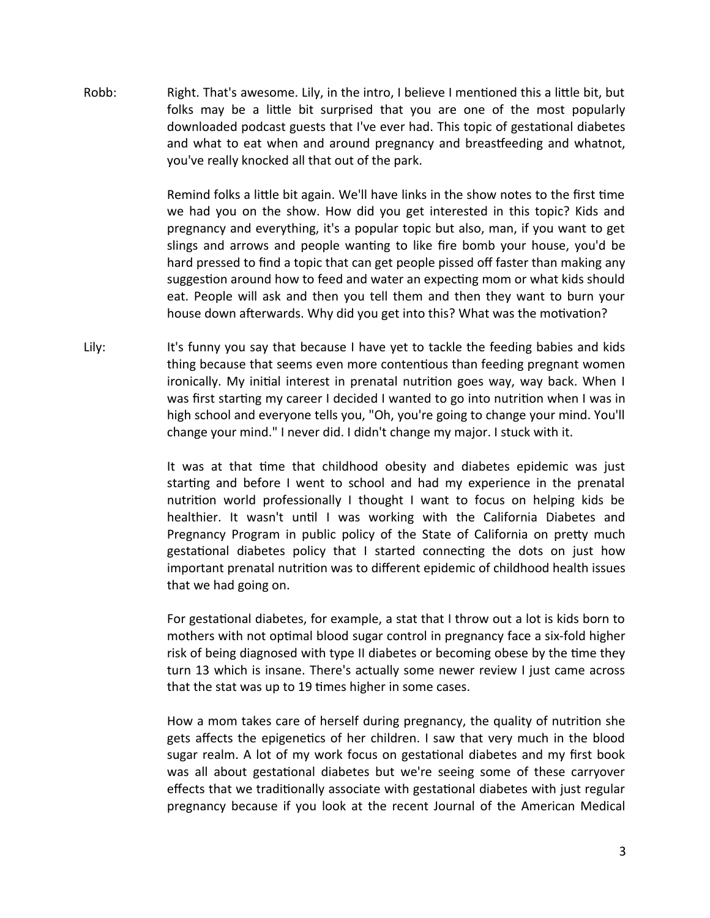Robb: Right. That's awesome. Lily, in the intro, I believe I mentioned this a little bit, but folks may be a little bit surprised that you are one of the most popularly downloaded podcast guests that I've ever had. This topic of gestational diabetes and what to eat when and around pregnancy and breastfeeding and whatnot, you've really knocked all that out of the park.

Remind folks a little bit again. We'll have links in the show notes to the first time we had you on the show. How did you get interested in this topic? Kids and pregnancy and everything, it's a popular topic but also, man, if you want to get slings and arrows and people wanting to like fire bomb your house, you'd be hard pressed to find a topic that can get people pissed off faster than making any suggestion around how to feed and water an expecting mom or what kids should eat. People will ask and then you tell them and then they want to burn your house down afterwards. Why did you get into this? What was the motivation?

Lily: It's funny you say that because I have yet to tackle the feeding babies and kids thing because that seems even more contentious than feeding pregnant women ironically. My initial interest in prenatal nutrition goes way, way back. When I was first starting my career I decided I wanted to go into nutrition when I was in high school and everyone tells you, "Oh, you're going to change your mind. You'll change your mind." I never did. I didn't change my major. I stuck with it.

It was at that time that childhood obesity and diabetes epidemic was just starting and before I went to school and had my experience in the prenatal nutrition world professionally I thought I want to focus on helping kids be healthier. It wasn't until I was working with the California Diabetes and Pregnancy Program in public policy of the State of California on pretty much gestational diabetes policy that I started connecting the dots on just how important prenatal nutrition was to different epidemic of childhood health issues that we had going on.

For gestational diabetes, for example, a stat that I throw out a lot is kids born to mothers with not optimal blood sugar control in pregnancy face a six-fold higher risk of being diagnosed with type II diabetes or becoming obese by the time they turn 13 which is insane. There's actually some newer review I just came across that the stat was up to 19 times higher in some cases.

How a mom takes care of herself during pregnancy, the quality of nutrition she gets affects the epigenetics of her children. I saw that very much in the blood sugar realm. A lot of my work focus on gestational diabetes and my first book was all about gestational diabetes but we're seeing some of these carryover effects that we traditionally associate with gestational diabetes with just regular pregnancy because if you look at the recent Journal of the American Medical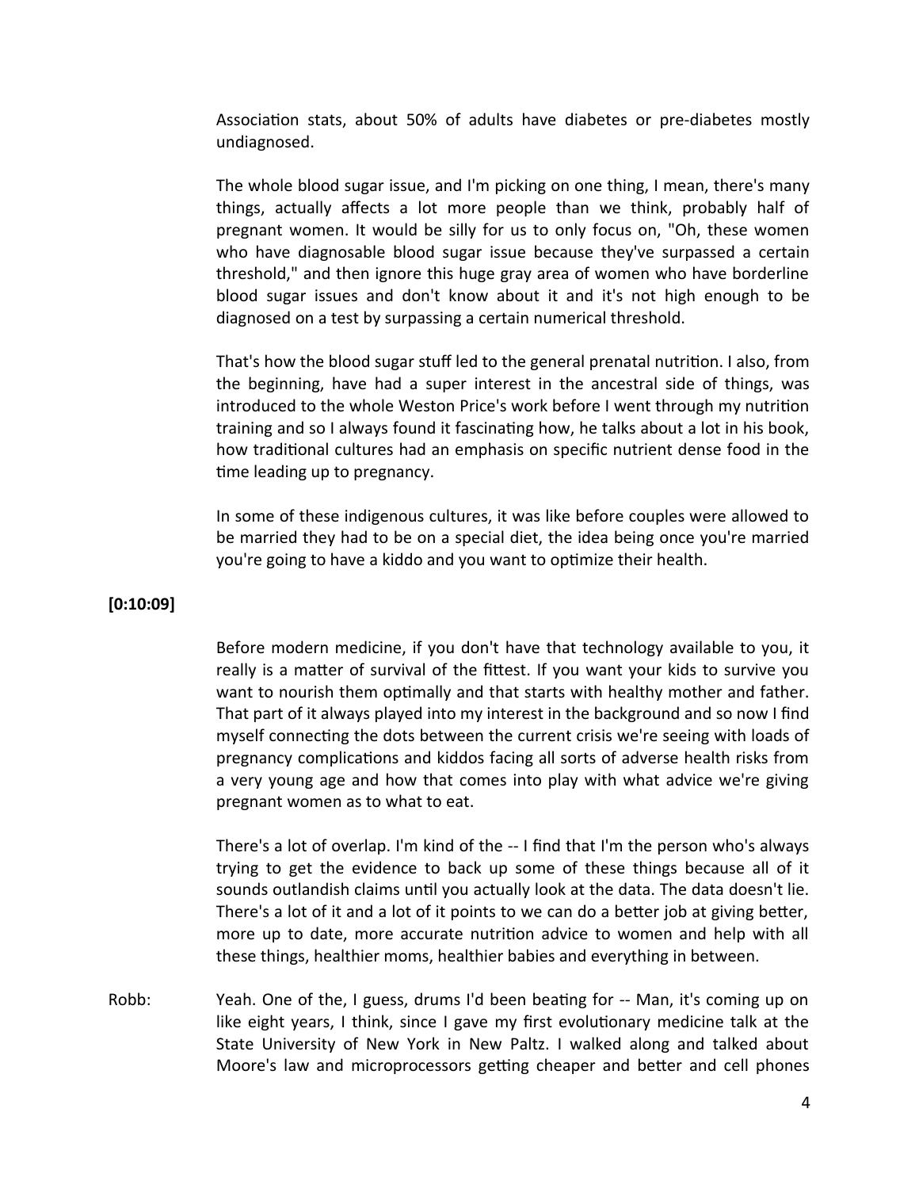Association stats, about 50% of adults have diabetes or pre-diabetes mostly undiagnosed.

The whole blood sugar issue, and I'm picking on one thing, I mean, there's many things, actually affects a lot more people than we think, probably half of pregnant women. It would be silly for us to only focus on, "Oh, these women who have diagnosable blood sugar issue because they've surpassed a certain threshold," and then ignore this huge gray area of women who have borderline blood sugar issues and don't know about it and it's not high enough to be diagnosed on a test by surpassing a certain numerical threshold.

That's how the blood sugar stuff led to the general prenatal nutrition. I also, from the beginning, have had a super interest in the ancestral side of things, was introduced to the whole Weston Price's work before I went through my nutrition training and so I always found it fascinating how, he talks about a lot in his book, how traditional cultures had an emphasis on specific nutrient dense food in the time leading up to pregnancy.

In some of these indigenous cultures, it was like before couples were allowed to be married they had to be on a special diet, the idea being once you're married you're going to have a kiddo and you want to optimize their health.

**[0:10:09]**

Before modern medicine, if you don't have that technology available to you, it really is a matter of survival of the fittest. If you want your kids to survive you want to nourish them optimally and that starts with healthy mother and father. That part of it always played into my interest in the background and so now I find myself connecting the dots between the current crisis we're seeing with loads of pregnancy complications and kiddos facing all sorts of adverse health risks from a very young age and how that comes into play with what advice we're giving pregnant women as to what to eat.

There's a lot of overlap. I'm kind of the -- I find that I'm the person who's always trying to get the evidence to back up some of these things because all of it sounds outlandish claims until you actually look at the data. The data doesn't lie. There's a lot of it and a lot of it points to we can do a better job at giving better, more up to date, more accurate nutrition advice to women and help with all these things, healthier moms, healthier babies and everything in between.

Robb: Yeah. One of the, I guess, drums I'd been beating for -- Man, it's coming up on like eight years, I think, since I gave my first evolutionary medicine talk at the State University of New York in New Paltz. I walked along and talked about Moore's law and microprocessors getting cheaper and better and cell phones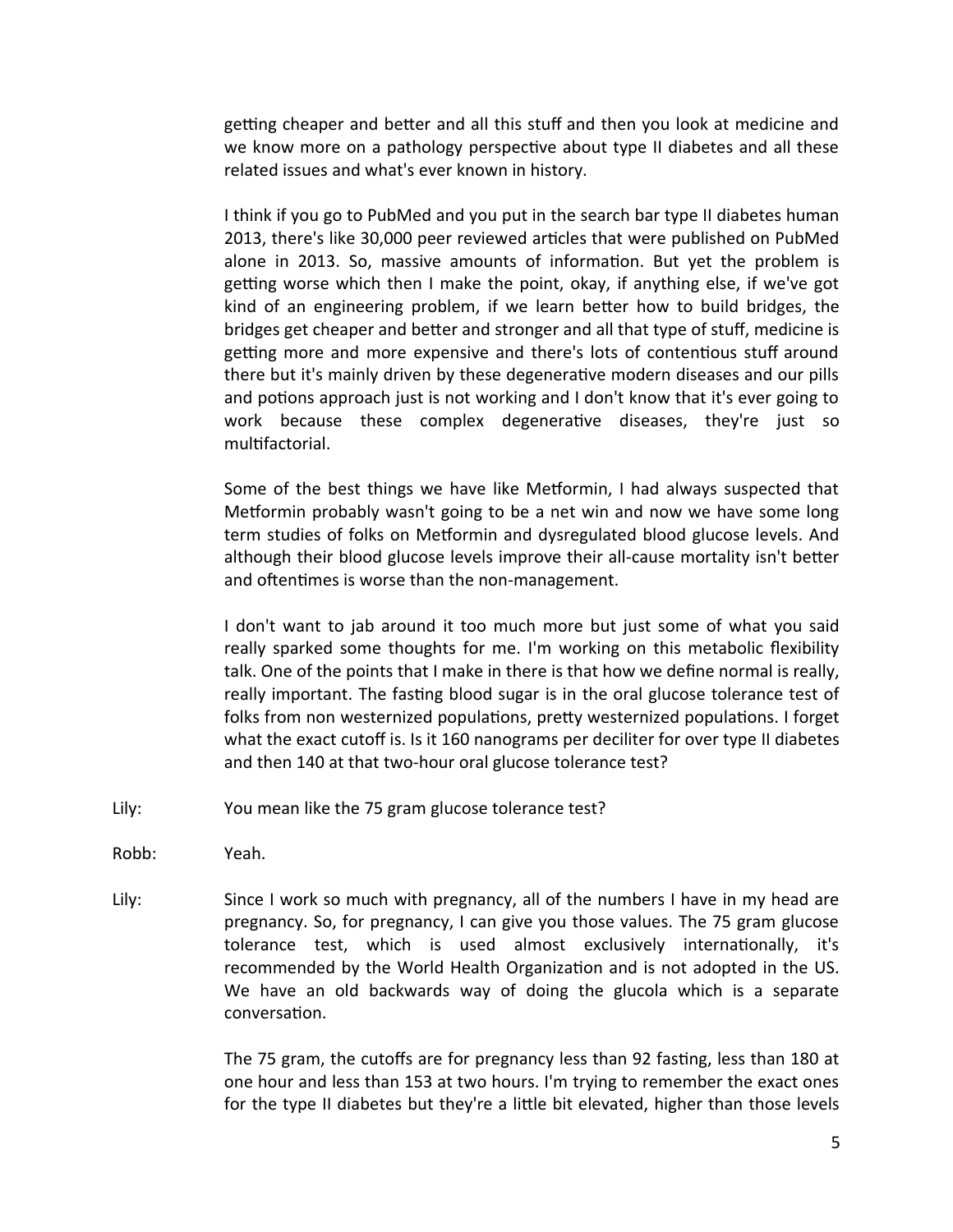getting cheaper and better and all this stuff and then you look at medicine and we know more on a pathology perspective about type II diabetes and all these related issues and what's ever known in history.

I think if you go to PubMed and you put in the search bar type II diabetes human 2013, there's like 30,000 peer reviewed articles that were published on PubMed alone in 2013. So, massive amounts of information. But yet the problem is getting worse which then I make the point, okay, if anything else, if we've got kind of an engineering problem, if we learn better how to build bridges, the bridges get cheaper and better and stronger and all that type of stuff, medicine is getting more and more expensive and there's lots of contentious stuff around there but it's mainly driven by these degenerative modern diseases and our pills and potions approach just is not working and I don't know that it's ever going to work because these complex degenerative diseases, they're just so multifactorial.

Some of the best things we have like Metformin, I had always suspected that Metformin probably wasn't going to be a net win and now we have some long term studies of folks on Metformin and dysregulated blood glucose levels. And although their blood glucose levels improve their all-cause mortality isn't better and oftentimes is worse than the non-management.

I don't want to jab around it too much more but just some of what you said really sparked some thoughts for me. I'm working on this metabolic flexibility talk. One of the points that I make in there is that how we define normal is really, really important. The fasting blood sugar is in the oral glucose tolerance test of folks from non westernized populations, pretty westernized populations. I forget what the exact cutoff is. Is it 160 nanograms per deciliter for over type II diabetes and then 140 at that two-hour oral glucose tolerance test?

Lily: You mean like the 75 gram glucose tolerance test?

Robb: Yeah.

Lily: Since I work so much with pregnancy, all of the numbers I have in my head are pregnancy. So, for pregnancy, I can give you those values. The 75 gram glucose tolerance test, which is used almost exclusively internationally, it's recommended by the World Health Organization and is not adopted in the US. We have an old backwards way of doing the glucola which is a separate conversation.

The 75 gram, the cutoffs are for pregnancy less than 92 fasting, less than 180 at one hour and less than 153 at two hours. I'm trying to remember the exact ones for the type II diabetes but they're a little bit elevated, higher than those levels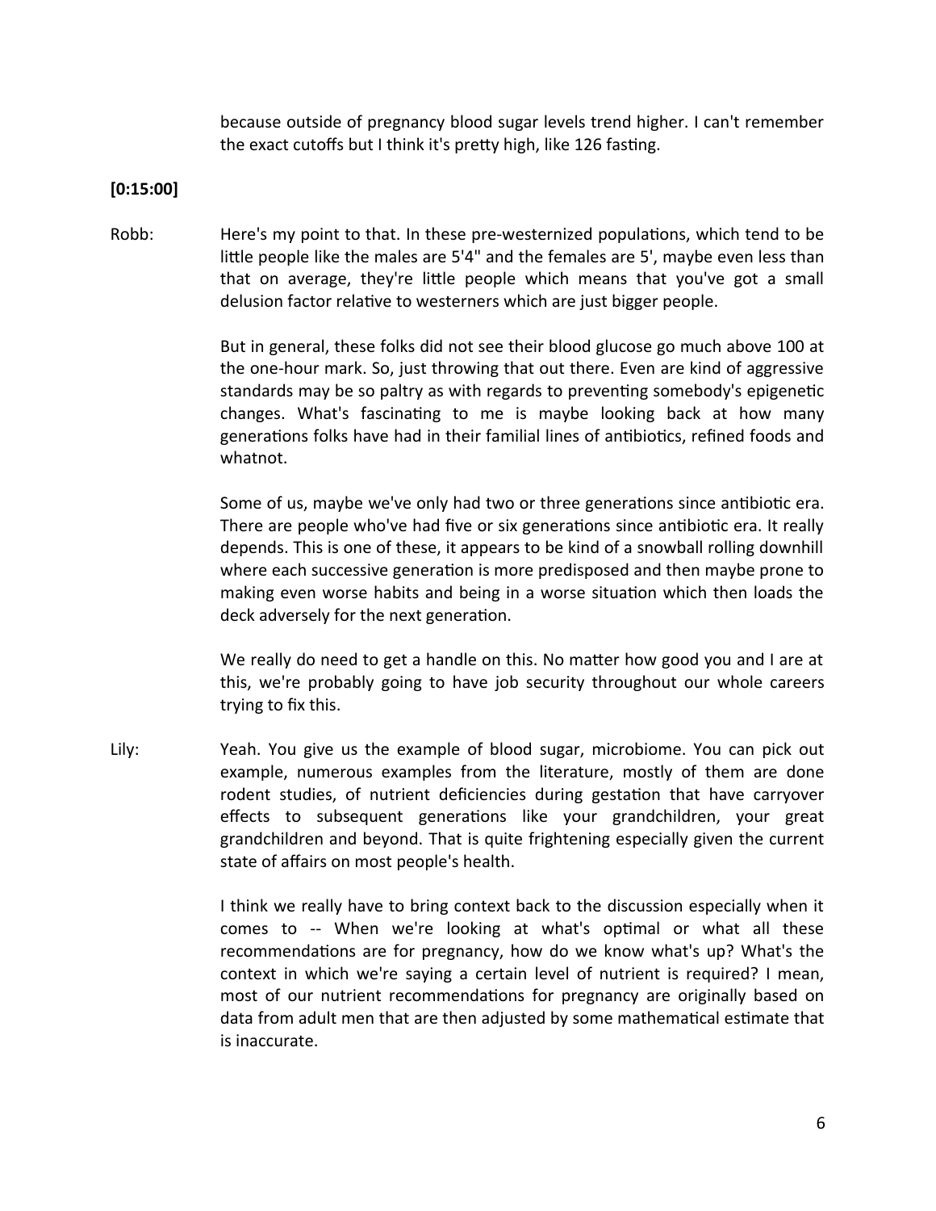because outside of pregnancy blood sugar levels trend higher. I can't remember the exact cutoffs but I think it's pretty high, like 126 fasting.

**[0:15:00]**

Robb: Here's my point to that. In these pre-westernized populations, which tend to be little people like the males are 5'4" and the females are 5', maybe even less than that on average, they're little people which means that you've got a small delusion factor relative to westerners which are just bigger people.

But in general, these folks did not see their blood glucose go much above 100 at the one-hour mark. So, just throwing that out there. Even are kind of aggressive standards may be so paltry as with regards to preventing somebody's epigenetic changes. What's fascinating to me is maybe looking back at how many generations folks have had in their familial lines of antibiotics, refined foods and whatnot.

Some of us, maybe we've only had two or three generations since antibiotic era. There are people who've had five or six generations since antibiotic era. It really depends. This is one of these, it appears to be kind of a snowball rolling downhill where each successive generation is more predisposed and then maybe prone to making even worse habits and being in a worse situation which then loads the deck adversely for the next generation.

We really do need to get a handle on this. No matter how good you and I are at this, we're probably going to have job security throughout our whole careers trying to fix this.

Lily: Yeah. You give us the example of blood sugar, microbiome. You can pick out example, numerous examples from the literature, mostly of them are done rodent studies, of nutrient deficiencies during gestation that have carryover effects to subsequent generations like your grandchildren, your great grandchildren and beyond. That is quite frightening especially given the current state of affairs on most people's health.

I think we really have to bring context back to the discussion especially when it comes to -- When we're looking at what's optimal or what all these recommendations are for pregnancy, how do we know what's up? What's the context in which we're saying a certain level of nutrient is required? I mean, most of our nutrient recommendations for pregnancy are originally based on data from adult men that are then adjusted by some mathematical estimate that is inaccurate.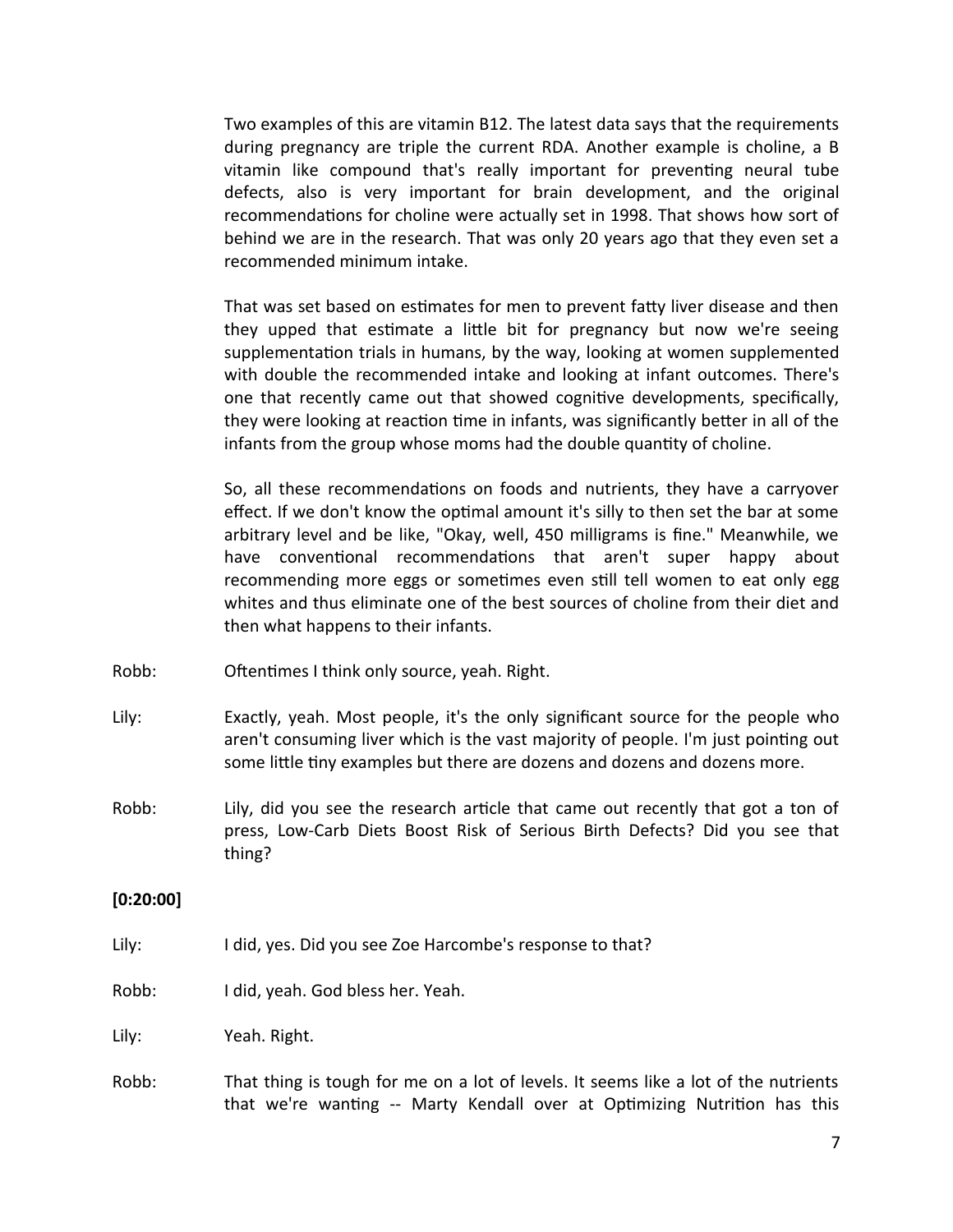Two examples of this are vitamin B12. The latest data says that the requirements during pregnancy are triple the current RDA. Another example is choline, a B vitamin like compound that's really important for preventing neural tube defects, also is very important for brain development, and the original recommendations for choline were actually set in 1998. That shows how sort of behind we are in the research. That was only 20 years ago that they even set a recommended minimum intake.

That was set based on estimates for men to prevent fatty liver disease and then they upped that estimate a little bit for pregnancy but now we're seeing supplementation trials in humans, by the way, looking at women supplemented with double the recommended intake and looking at infant outcomes. There's one that recently came out that showed cognitive developments, specifically, they were looking at reaction time in infants, was significantly better in all of the infants from the group whose moms had the double quantity of choline.

So, all these recommendations on foods and nutrients, they have a carryover effect. If we don't know the optimal amount it's silly to then set the bar at some arbitrary level and be like, "Okay, well, 450 milligrams is fine." Meanwhile, we have conventional recommendations that aren't super happy about recommending more eggs or sometimes even still tell women to eat only egg whites and thus eliminate one of the best sources of choline from their diet and then what happens to their infants.

Robb: Oftentimes I think only source, yeah. Right.

Lily: Exactly, yeah. Most people, it's the only significant source for the people who aren't consuming liver which is the vast majority of people. I'm just pointing out some little tiny examples but there are dozens and dozens and dozens more.

Robb: Lily, did you see the research article that came out recently that got a ton of press, Low-Carb Diets Boost Risk of Serious Birth Defects? Did you see that thing?

**[0:20:00]**

Lily: I did, yes. Did you see Zoe Harcombe's response to that?

Robb: I did, yeah. God bless her. Yeah.

Lily: Yeah. Right.

Robb: That thing is tough for me on a lot of levels. It seems like a lot of the nutrients that we're wanting -- Marty Kendall over at Optimizing Nutrition has this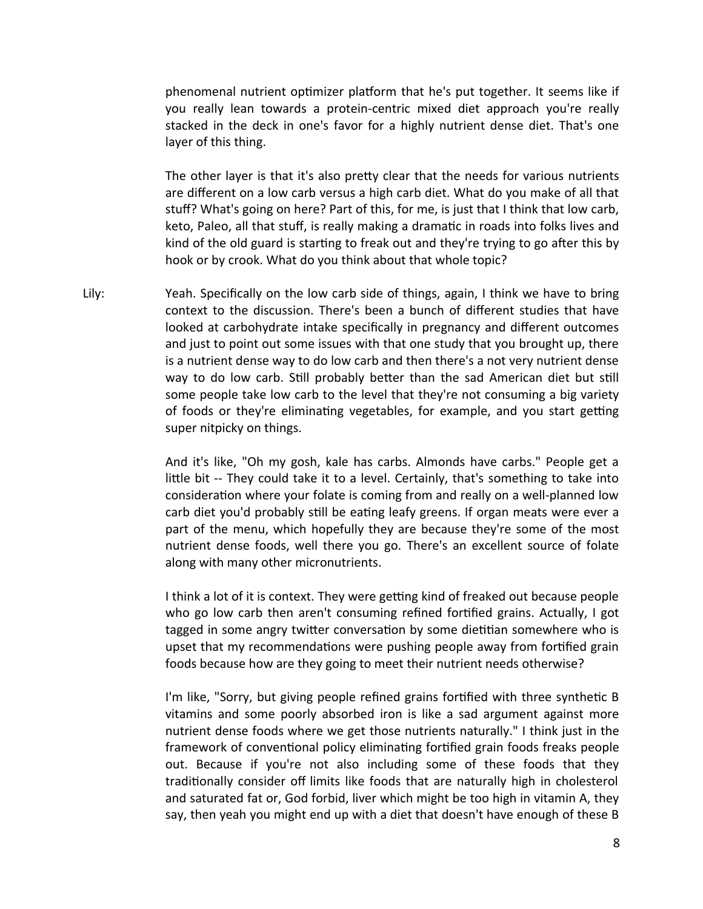phenomenal nutrient optimizer platform that he's put together. It seems like if you really lean towards a protein-centric mixed diet approach you're really stacked in the deck in one's favor for a highly nutrient dense diet. That's one layer of this thing.

The other layer is that it's also pretty clear that the needs for various nutrients are different on a low carb versus a high carb diet. What do you make of all that stuff? What's going on here? Part of this, for me, is just that I think that low carb, keto, Paleo, all that stuff, is really making a dramatic in roads into folks lives and kind of the old guard is starting to freak out and they're trying to go after this by hook or by crook. What do you think about that whole topic?

Lily: Yeah. Specifically on the low carb side of things, again, I think we have to bring context to the discussion. There's been a bunch of different studies that have looked at carbohydrate intake specifically in pregnancy and different outcomes and just to point out some issues with that one study that you brought up, there is a nutrient dense way to do low carb and then there's a not very nutrient dense way to do low carb. Still probably better than the sad American diet but still some people take low carb to the level that they're not consuming a big variety of foods or they're eliminating vegetables, for example, and you start getting super nitpicky on things.

And it's like, "Oh my gosh, kale has carbs. Almonds have carbs." People get a little bit -- They could take it to a level. Certainly, that's something to take into consideration where your folate is coming from and really on a well-planned low carb diet you'd probably still be eating leafy greens. If organ meats were ever a part of the menu, which hopefully they are because they're some of the most nutrient dense foods, well there you go. There's an excellent source of folate along with many other micronutrients.

I think a lot of it is context. They were getting kind of freaked out because people who go low carb then aren't consuming refined fortified grains. Actually, I got tagged in some angry twitter conversation by some dietitian somewhere who is upset that my recommendations were pushing people away from fortified grain foods because how are they going to meet their nutrient needs otherwise?

I'm like, "Sorry, but giving people refined grains fortified with three synthetic B vitamins and some poorly absorbed iron is like a sad argument against more nutrient dense foods where we get those nutrients naturally." I think just in the framework of conventional policy eliminating fortified grain foods freaks people out. Because if you're not also including some of these foods that they traditionally consider off limits like foods that are naturally high in cholesterol and saturated fat or, God forbid, liver which might be too high in vitamin A, they say, then yeah you might end up with a diet that doesn't have enough of these B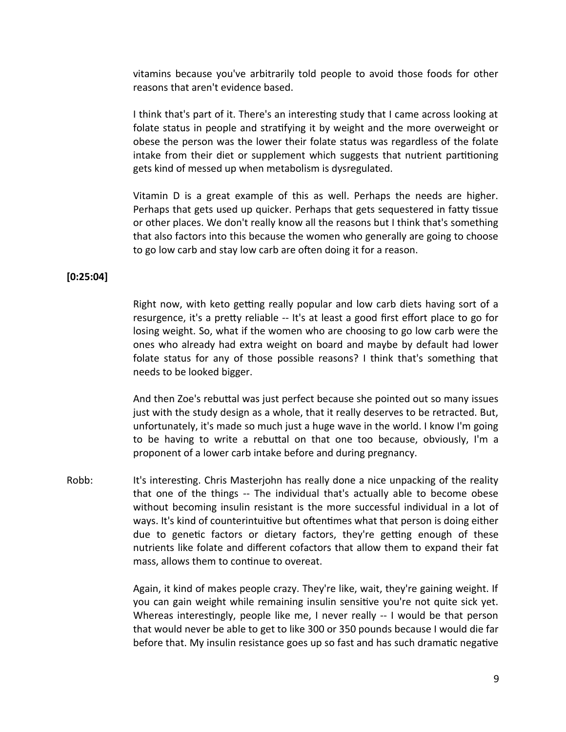vitamins because you've arbitrarily told people to avoid those foods for other reasons that aren't evidence based.

I think that's part of it. There's an interesting study that I came across looking at folate status in people and stratifying it by weight and the more overweight or obese the person was the lower their folate status was regardless of the folate intake from their diet or supplement which suggests that nutrient partitioning gets kind of messed up when metabolism is dysregulated.

Vitamin D is a great example of this as well. Perhaps the needs are higher. Perhaps that gets used up quicker. Perhaps that gets sequestered in fatty tissue or other places. We don't really know all the reasons but I think that's something that also factors into this because the women who generally are going to choose to go low carb and stay low carb are often doing it for a reason.

**[0:25:04]**

Right now, with keto getting really popular and low carb diets having sort of a resurgence, it's a pretty reliable -- It's at least a good first effort place to go for losing weight. So, what if the women who are choosing to go low carb were the ones who already had extra weight on board and maybe by default had lower folate status for any of those possible reasons? I think that's something that needs to be looked bigger.

And then Zoe's rebuttal was just perfect because she pointed out so many issues just with the study design as a whole, that it really deserves to be retracted. But, unfortunately, it's made so much just a huge wave in the world. I know I'm going to be having to write a rebuttal on that one too because, obviously, I'm a proponent of a lower carb intake before and during pregnancy.

Robb: It's interesting. Chris Masterjohn has really done a nice unpacking of the reality that one of the things -- The individual that's actually able to become obese without becoming insulin resistant is the more successful individual in a lot of ways. It's kind of counterintuitive but oftentimes what that person is doing either due to genetic factors or dietary factors, they're getting enough of these nutrients like folate and different cofactors that allow them to expand their fat mass, allows them to continue to overeat.

Again, it kind of makes people crazy. They're like, wait, they're gaining weight. If you can gain weight while remaining insulin sensitive you're not quite sick yet. Whereas interestingly, people like me, I never really -- I would be that person that would never be able to get to like 300 or 350 pounds because I would die far before that. My insulin resistance goes up so fast and has such dramatic negative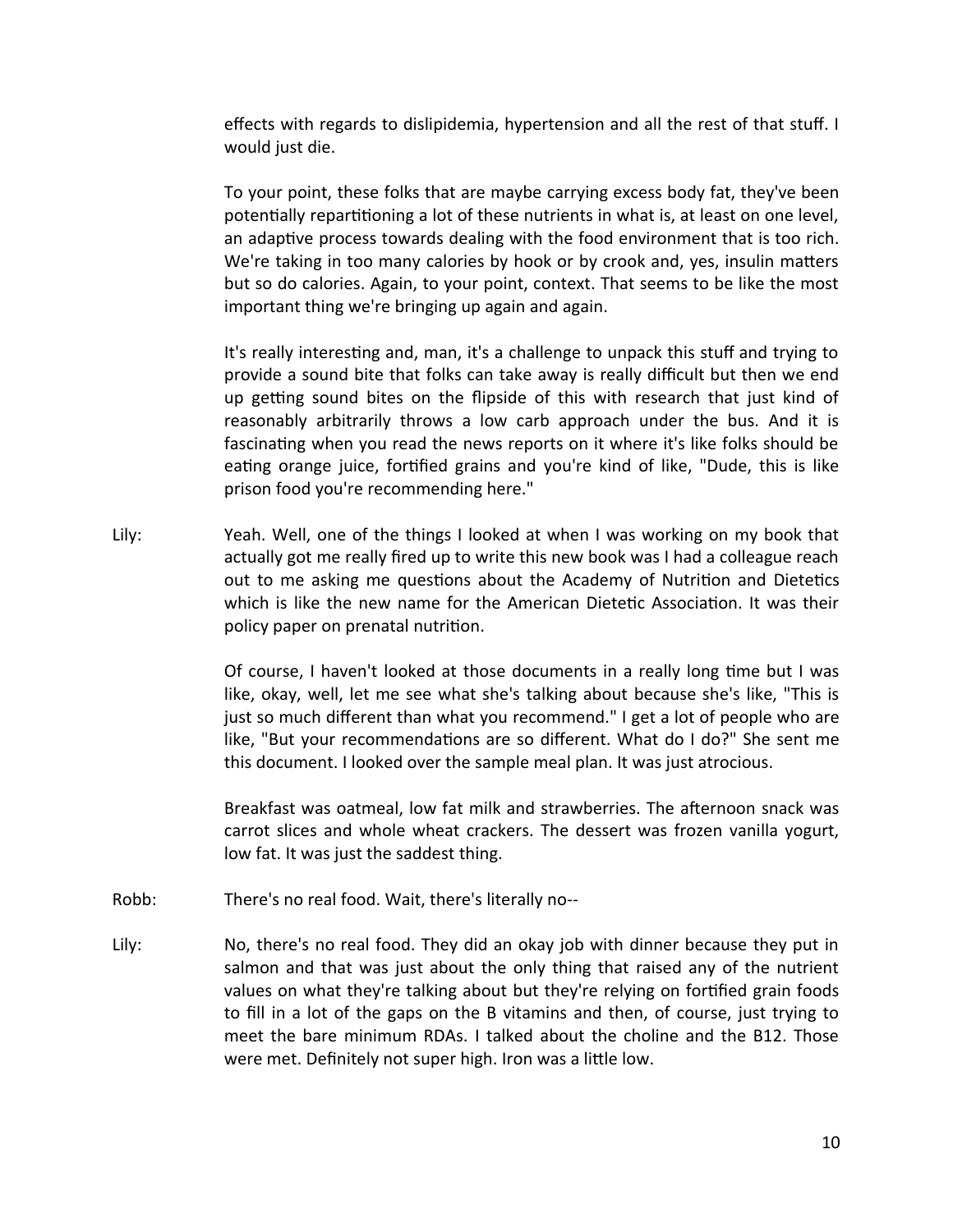effects with regards to dislipidemia, hypertension and all the rest of that stuff. I would just die.

To your point, these folks that are maybe carrying excess body fat, they've been potentially repartitioning a lot of these nutrients in what is, at least on one level, an adaptive process towards dealing with the food environment that is too rich. We're taking in too many calories by hook or by crook and, yes, insulin matters but so do calories. Again, to your point, context. That seems to be like the most important thing we're bringing up again and again.

It's really interesting and, man, it's a challenge to unpack this stuff and trying to provide a sound bite that folks can take away is really difficult but then we end up getting sound bites on the flipside of this with research that just kind of reasonably arbitrarily throws a low carb approach under the bus. And it is fascinating when you read the news reports on it where it's like folks should be eating orange juice, fortified grains and you're kind of like, "Dude, this is like prison food you're recommending here."

Lily: Yeah. Well, one of the things I looked at when I was working on my book that actually got me really fired up to write this new book was I had a colleague reach out to me asking me questions about the Academy of Nutrition and Dietetics which is like the new name for the American Dietetic Association. It was their policy paper on prenatal nutrition.

Of course, I haven't looked at those documents in a really long time but I was like, okay, well, let me see what she's talking about because she's like, "This is just so much different than what you recommend." I get a lot of people who are like, "But your recommendations are so different. What do I do?" She sent me this document. I looked over the sample meal plan. It was just atrocious.

Breakfast was oatmeal, low fat milk and strawberries. The afternoon snack was carrot slices and whole wheat crackers. The dessert was frozen vanilla yogurt, low fat. It was just the saddest thing.

Robb: There's no real food. Wait, there's literally no--

Lily: No, there's no real food. They did an okay job with dinner because they put in salmon and that was just about the only thing that raised any of the nutrient values on what they're talking about but they're relying on fortified grain foods to fill in a lot of the gaps on the B vitamins and then, of course, just trying to meet the bare minimum RDAs. I talked about the choline and the B12. Those were met. Definitely not super high. Iron was a little low.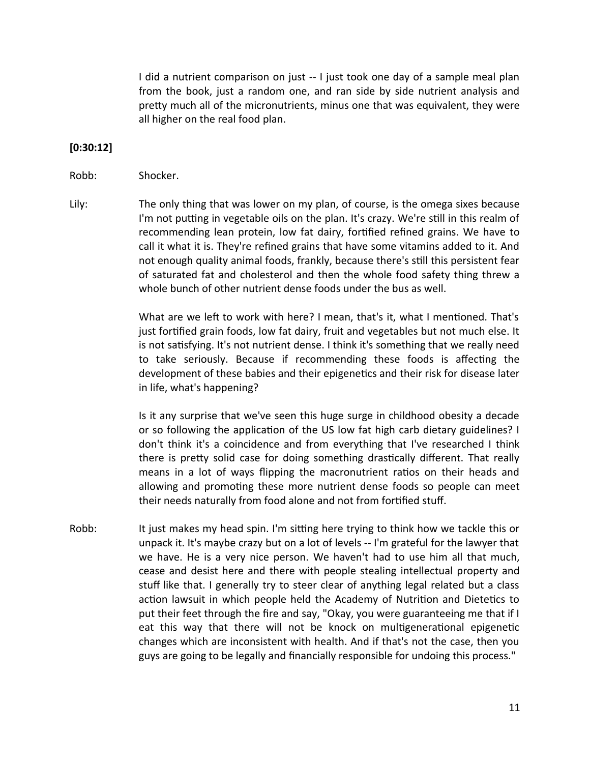I did a nutrient comparison on just -- I just took one day of a sample meal plan from the book, just a random one, and ran side by side nutrient analysis and pretty much all of the micronutrients, minus one that was equivalent, they were all higher on the real food plan.

**[0:30:12]**

Robb: Shocker.

Lily: The only thing that was lower on my plan, of course, is the omega sixes because I'm not putting in vegetable oils on the plan. It's crazy. We're still in this realm of recommending lean protein, low fat dairy, fortified refined grains. We have to call it what it is. They're refined grains that have some vitamins added to it. And not enough quality animal foods, frankly, because there's still this persistent fear of saturated fat and cholesterol and then the whole food safety thing threw a whole bunch of other nutrient dense foods under the bus as well.

What are we left to work with here? I mean, that's it, what I mentioned. That's just fortified grain foods, low fat dairy, fruit and vegetables but not much else. It is not satisfying. It's not nutrient dense. I think it's something that we really need to take seriously. Because if recommending these foods is affecting the development of these babies and their epigenetics and their risk for disease later in life, what's happening?

Is it any surprise that we've seen this huge surge in childhood obesity a decade or so following the application of the US low fat high carb dietary guidelines? I don't think it's a coincidence and from everything that I've researched I think there is pretty solid case for doing something drastically different. That really means in a lot of ways flipping the macronutrient ratios on their heads and allowing and promoting these more nutrient dense foods so people can meet their needs naturally from food alone and not from fortified stuff.

Robb: It just makes my head spin. I'm sitting here trying to think how we tackle this or unpack it. It's maybe crazy but on a lot of levels -- I'm grateful for the lawyer that we have. He is a very nice person. We haven't had to use him all that much, cease and desist here and there with people stealing intellectual property and stuff like that. I generally try to steer clear of anything legal related but a class action lawsuit in which people held the Academy of Nutrition and Dietetics to put their feet through the fire and say, "Okay, you were guaranteeing me that if I eat this way that there will not be knock on multigenerational epigenetic changes which are inconsistent with health. And if that's not the case, then you guys are going to be legally and financially responsible for undoing this process."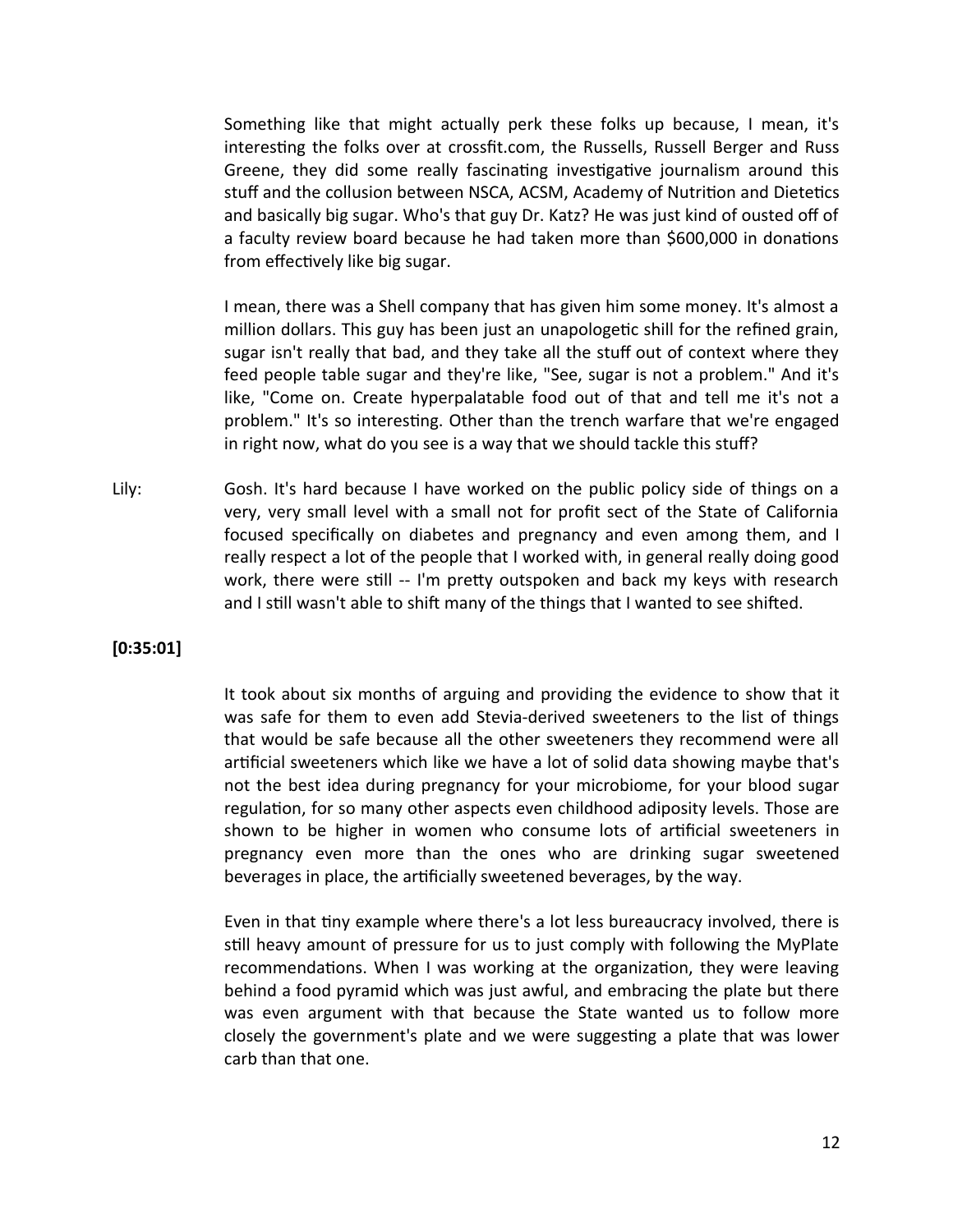Something like that might actually perk these folks up because, I mean, it's interesting the folks over at crossfit.com, the Russells, Russell Berger and Russ Greene, they did some really fascinating investigative journalism around this stuff and the collusion between NSCA, ACSM, Academy of Nutrition and Dietetics and basically big sugar. Who's that guy Dr. Katz? He was just kind of ousted off of a faculty review board because he had taken more than $600,000 in donations from effectively like big sugar.

I mean, there was a Shell company that has given him some money. It's almost a million dollars. This guy has been just an unapologetic shill for the refined grain, sugar isn't really that bad, and they take all the stuff out of context where they feed people table sugar and they're like, "See, sugar is not a problem." And it's like, "Come on. Create hyperpalatable food out of that and tell me it's not a problem." It's so interesting. Other than the trench warfare that we're engaged in right now, what do you see is a way that we should tackle this stuff?

Lily: Gosh. It's hard because I have worked on the public policy side of things on a very, very small level with a small not for profit sect of the State of California focused specifically on diabetes and pregnancy and even among them, and I really respect a lot of the people that I worked with, in general really doing good work, there were still -- I'm pretty outspoken and back my keys with research and I still wasn't able to shift many of the things that I wanted to see shifted.

**[0:35:01]**

It took about six months of arguing and providing the evidence to show that it was safe for them to even add Stevia-derived sweeteners to the list of things that would be safe because all the other sweeteners they recommend were all artificial sweeteners which like we have a lot of solid data showing maybe that's not the best idea during pregnancy for your microbiome, for your blood sugar regulation, for so many other aspects even childhood adiposity levels. Those are shown to be higher in women who consume lots of artificial sweeteners in pregnancy even more than the ones who are drinking sugar sweetened beverages in place, the artificially sweetened beverages, by the way.

Even in that tiny example where there's a lot less bureaucracy involved, there is still heavy amount of pressure for us to just comply with following the MyPlate recommendations. When I was working at the organization, they were leaving behind a food pyramid which was just awful, and embracing the plate but there was even argument with that because the State wanted us to follow more closely the government's plate and we were suggesting a plate that was lower carb than that one.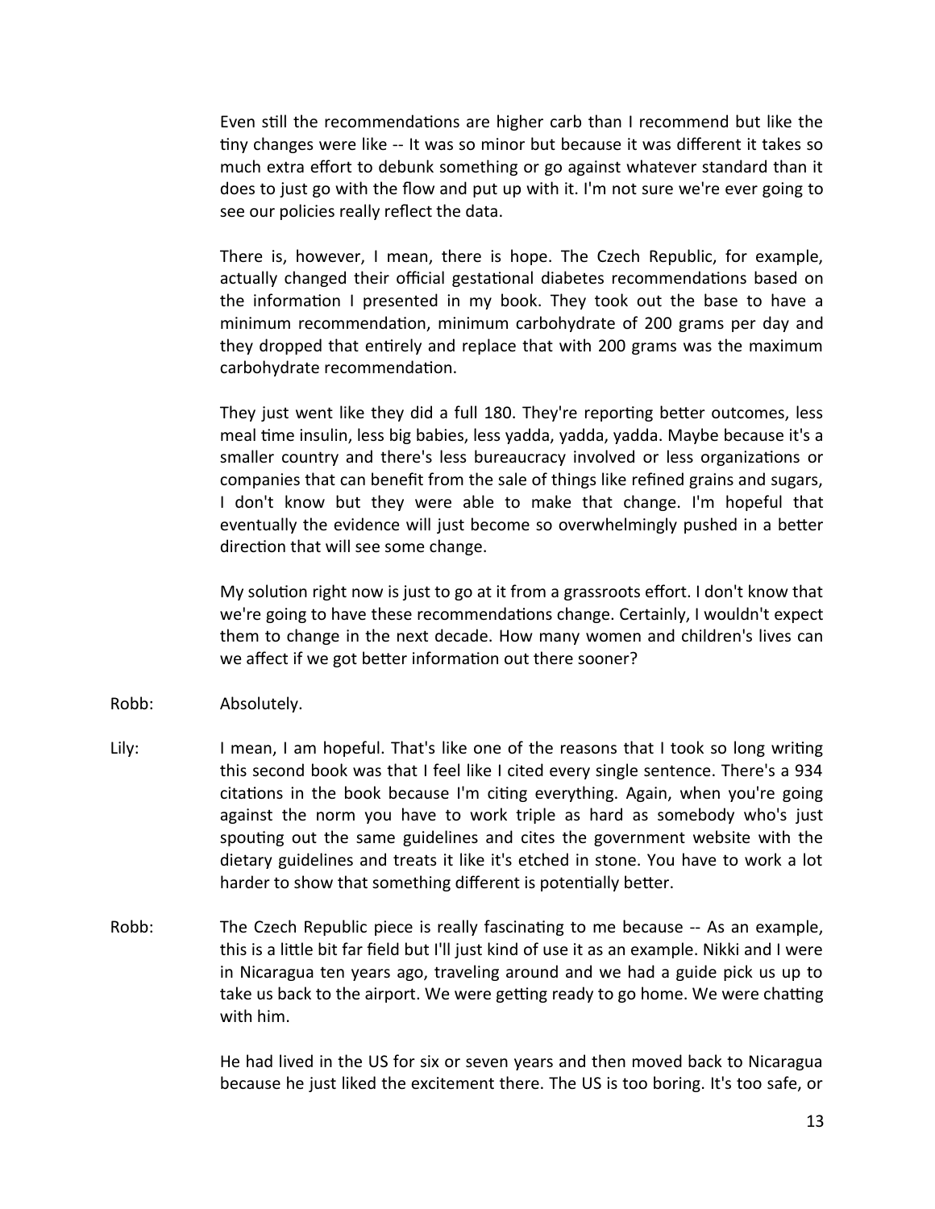Even still the recommendations are higher carb than I recommend but like the tiny changes were like -- It was so minor but because it was different it takes so much extra effort to debunk something or go against whatever standard than it does to just go with the flow and put up with it. I'm not sure we're ever going to see our policies really reflect the data.

There is, however, I mean, there is hope. The Czech Republic, for example, actually changed their official gestational diabetes recommendations based on the information I presented in my book. They took out the base to have a minimum recommendation, minimum carbohydrate of 200 grams per day and they dropped that entirely and replace that with 200 grams was the maximum carbohydrate recommendation.

They just went like they did a full 180. They're reporting better outcomes, less meal time insulin, less big babies, less yadda, yadda, yadda. Maybe because it's a smaller country and there's less bureaucracy involved or less organizations or companies that can benefit from the sale of things like refined grains and sugars, I don't know but they were able to make that change. I'm hopeful that eventually the evidence will just become so overwhelmingly pushed in a better direction that will see some change.

My solution right now is just to go at it from a grassroots effort. I don't know that we're going to have these recommendations change. Certainly, I wouldn't expect them to change in the next decade. How many women and children's lives can we affect if we got better information out there sooner?

Robb: Absolutely.

Lily: I mean, I am hopeful. That's like one of the reasons that I took so long writing this second book was that I feel like I cited every single sentence. There's a 934 citations in the book because I'm citing everything. Again, when you're going against the norm you have to work triple as hard as somebody who's just spouting out the same guidelines and cites the government website with the dietary guidelines and treats it like it's etched in stone. You have to work a lot harder to show that something different is potentially better.

Robb: The Czech Republic piece is really fascinating to me because -- As an example, this is a little bit far field but I'll just kind of use it as an example. Nikki and I were in Nicaragua ten years ago, traveling around and we had a guide pick us up to take us back to the airport. We were getting ready to go home. We were chatting with him.

He had lived in the US for six or seven years and then moved back to Nicaragua because he just liked the excitement there. The US is too boring. It's too safe, or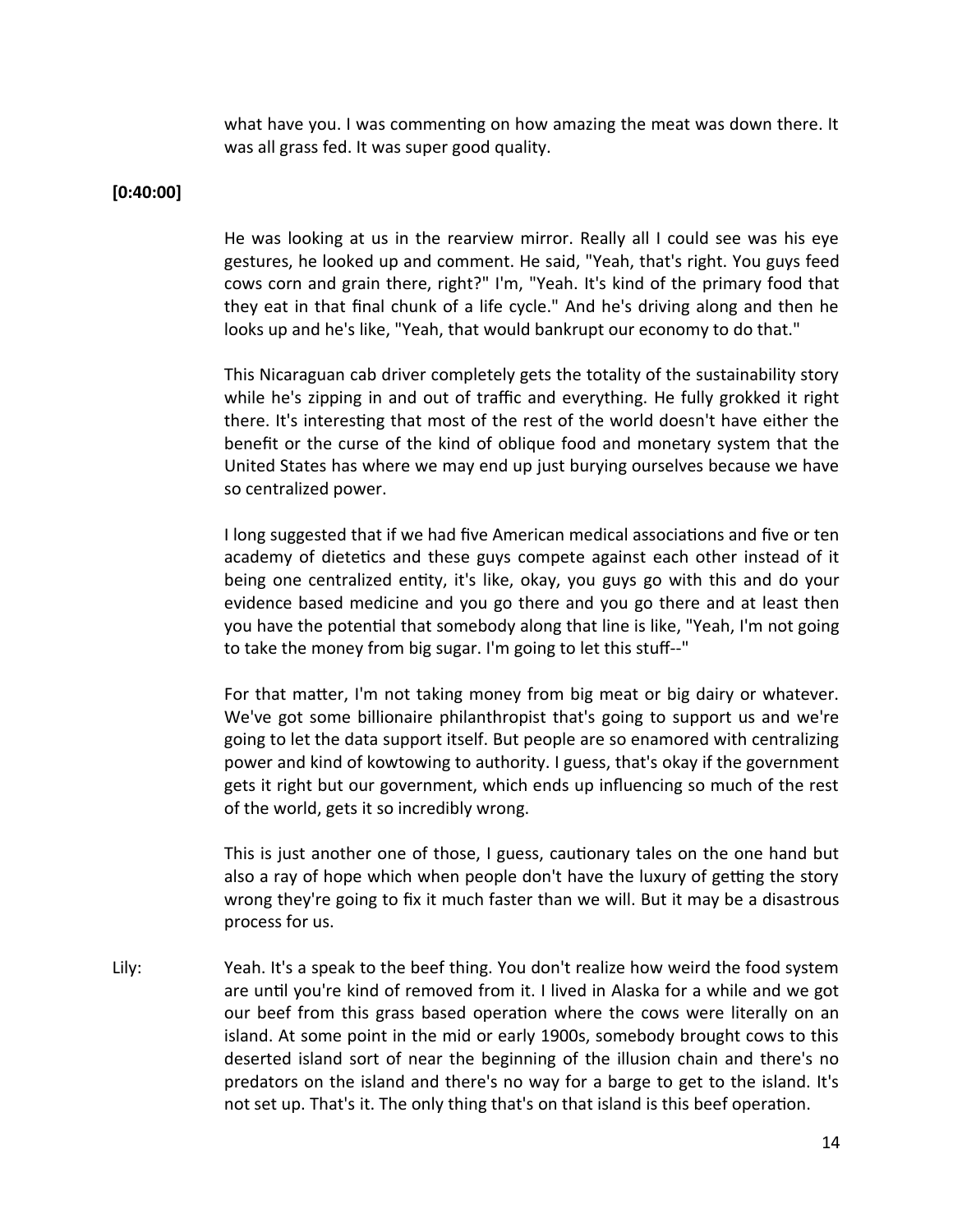what have you. I was commenting on how amazing the meat was down there. It was all grass fed. It was super good quality.

**[0:40:00]**

He was looking at us in the rearview mirror. Really all I could see was his eye gestures, he looked up and comment. He said, "Yeah, that's right. You guys feed cows corn and grain there, right?" I'm, "Yeah. It's kind of the primary food that they eat in that final chunk of a life cycle." And he's driving along and then he looks up and he's like, "Yeah, that would bankrupt our economy to do that."

This Nicaraguan cab driver completely gets the totality of the sustainability story while he's zipping in and out of traffic and everything. He fully grokked it right there. It's interesting that most of the rest of the world doesn't have either the benefit or the curse of the kind of oblique food and monetary system that the United States has where we may end up just burying ourselves because we have so centralized power.

I long suggested that if we had five American medical associations and five or ten academy of dietetics and these guys compete against each other instead of it being one centralized entity, it's like, okay, you guys go with this and do your evidence based medicine and you go there and you go there and at least then you have the potential that somebody along that line is like, "Yeah, I'm not going to take the money from big sugar. I'm going to let this stuff--"

For that matter, I'm not taking money from big meat or big dairy or whatever. We've got some billionaire philanthropist that's going to support us and we're going to let the data support itself. But people are so enamored with centralizing power and kind of kowtowing to authority. I guess, that's okay if the government gets it right but our government, which ends up influencing so much of the rest of the world, gets it so incredibly wrong.

This is just another one of those, I guess, cautionary tales on the one hand but also a ray of hope which when people don't have the luxury of getting the story wrong they're going to fix it much faster than we will. But it may be a disastrous process for us.

Lily: Yeah. It's a speak to the beef thing. You don't realize how weird the food system are until you're kind of removed from it. I lived in Alaska for a while and we got our beef from this grass based operation where the cows were literally on an island. At some point in the mid or early 1900s, somebody brought cows to this deserted island sort of near the beginning of the illusion chain and there's no predators on the island and there's no way for a barge to get to the island. It's not set up. That's it. The only thing that's on that island is this beef operation.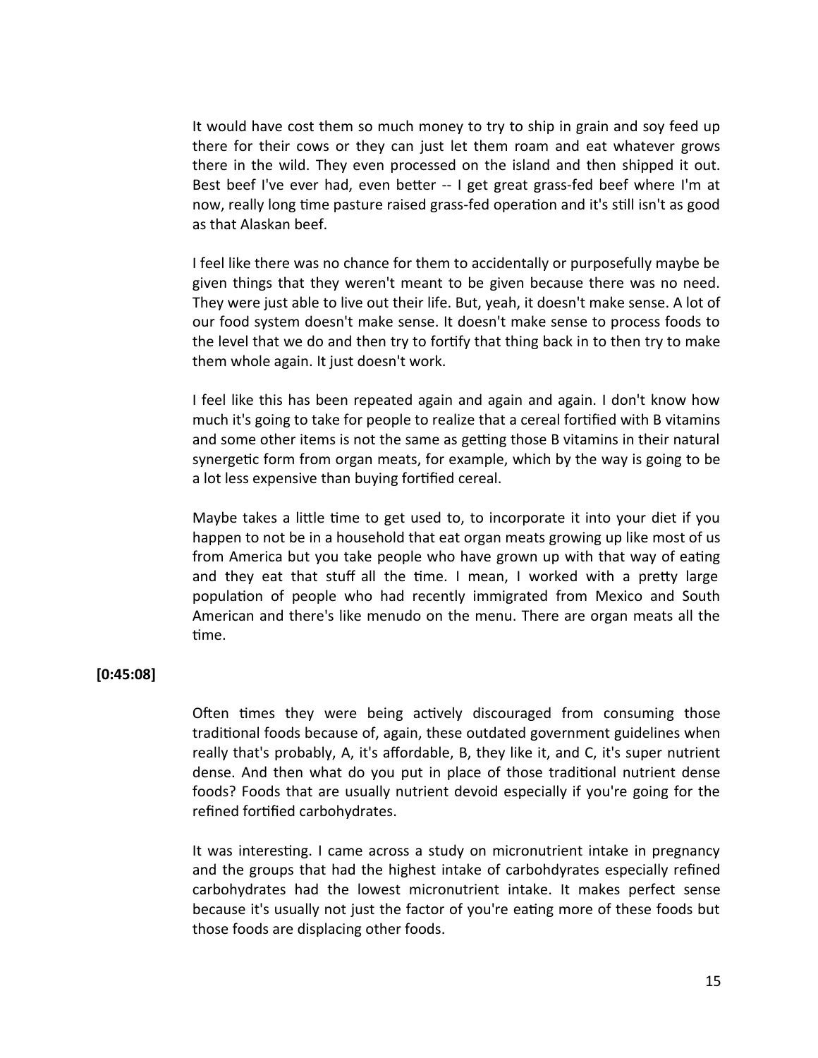It would have cost them so much money to try to ship in grain and soy feed up there for their cows or they can just let them roam and eat whatever grows there in the wild. They even processed on the island and then shipped it out. Best beef I've ever had, even better -- I get great grass-fed beef where I'm at now, really long time pasture raised grass-fed operation and it's still isn't as good as that Alaskan beef.

I feel like there was no chance for them to accidentally or purposefully maybe be given things that they weren't meant to be given because there was no need. They were just able to live out their life. But, yeah, it doesn't make sense. A lot of our food system doesn't make sense. It doesn't make sense to process foods to the level that we do and then try to fortify that thing back in to then try to make them whole again. It just doesn't work.

I feel like this has been repeated again and again and again. I don't know how much it's going to take for people to realize that a cereal fortified with B vitamins and some other items is not the same as getting those B vitamins in their natural synergetic form from organ meats, for example, which by the way is going to be a lot less expensive than buying fortified cereal.

Maybe takes a little time to get used to, to incorporate it into your diet if you happen to not be in a household that eat organ meats growing up like most of us from America but you take people who have grown up with that way of eating and they eat that stuff all the time. I mean, I worked with a pretty large population of people who had recently immigrated from Mexico and South American and there's like menudo on the menu. There are organ meats all the time.

**[0:45:08]**

Often times they were being actively discouraged from consuming those traditional foods because of, again, these outdated government guidelines when really that's probably, A, it's affordable, B, they like it, and C, it's super nutrient dense. And then what do you put in place of those traditional nutrient dense foods? Foods that are usually nutrient devoid especially if you're going for the refined fortified carbohydrates.

It was interesting. I came across a study on micronutrient intake in pregnancy and the groups that had the highest intake of carbohdyrates especially refined carbohydrates had the lowest micronutrient intake. It makes perfect sense because it's usually not just the factor of you're eating more of these foods but those foods are displacing other foods.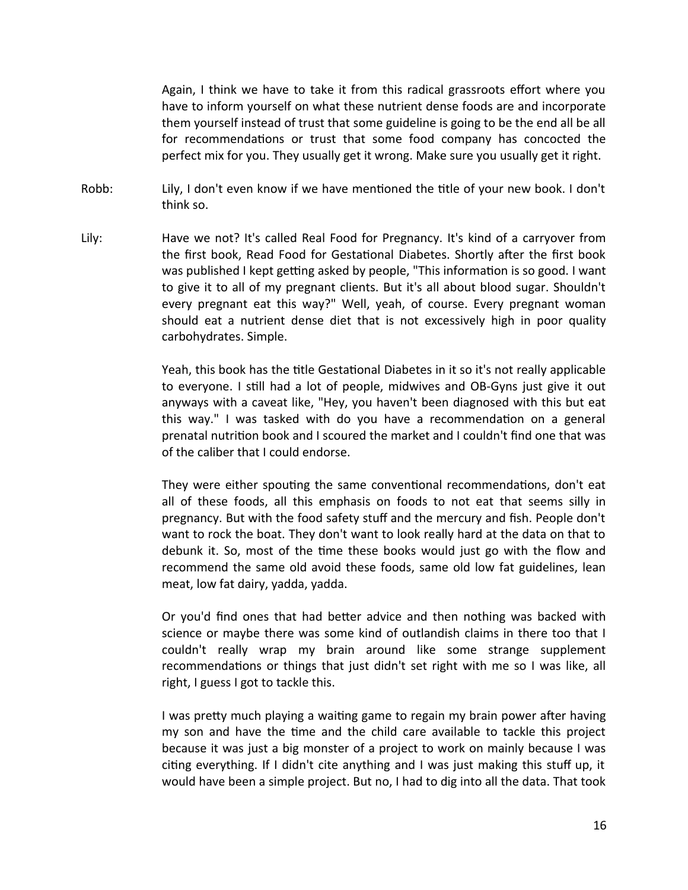Again, I think we have to take it from this radical grassroots effort where you have to inform yourself on what these nutrient dense foods are and incorporate them yourself instead of trust that some guideline is going to be the end all be all for recommendations or trust that some food company has concocted the perfect mix for you. They usually get it wrong. Make sure you usually get it right.

Robb: Lily, I don't even know if we have mentioned the title of your new book. I don't think so.

Lily: Have we not? It's called Real Food for Pregnancy. It's kind of a carryover from the first book, Read Food for Gestational Diabetes. Shortly after the first book was published I kept getting asked by people, "This information is so good. I want to give it to all of my pregnant clients. But it's all about blood sugar. Shouldn't every pregnant eat this way?" Well, yeah, of course. Every pregnant woman should eat a nutrient dense diet that is not excessively high in poor quality carbohydrates. Simple.

Yeah, this book has the title Gestational Diabetes in it so it's not really applicable to everyone. I still had a lot of people, midwives and OB-Gyns just give it out anyways with a caveat like, "Hey, you haven't been diagnosed with this but eat this way." I was tasked with do you have a recommendation on a general prenatal nutrition book and I scoured the market and I couldn't find one that was of the caliber that I could endorse.

They were either spouting the same conventional recommendations, don't eat all of these foods, all this emphasis on foods to not eat that seems silly in pregnancy. But with the food safety stuff and the mercury and fish. People don't want to rock the boat. They don't want to look really hard at the data on that to debunk it. So, most of the time these books would just go with the flow and recommend the same old avoid these foods, same old low fat guidelines, lean meat, low fat dairy, yadda, yadda.

Or you'd find ones that had better advice and then nothing was backed with science or maybe there was some kind of outlandish claims in there too that I couldn't really wrap my brain around like some strange supplement recommendations or things that just didn't set right with me so I was like, all right, I guess I got to tackle this.

I was pretty much playing a waiting game to regain my brain power after having my son and have the time and the child care available to tackle this project because it was just a big monster of a project to work on mainly because I was citing everything. If I didn't cite anything and I was just making this stuff up, it would have been a simple project. But no, I had to dig into all the data. That took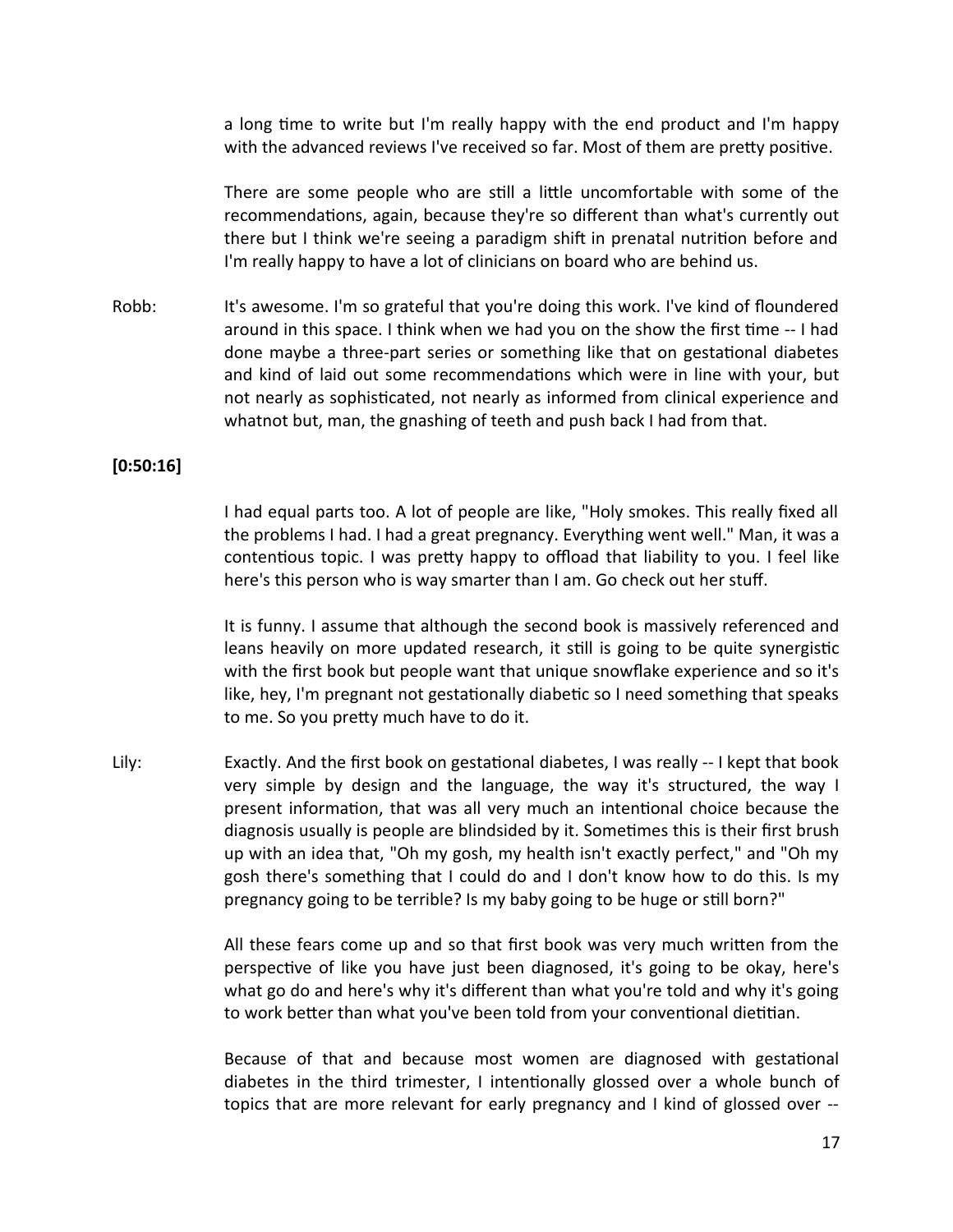a long time to write but I'm really happy with the end product and I'm happy with the advanced reviews I've received so far. Most of them are pretty positive.

There are some people who are still a little uncomfortable with some of the recommendations, again, because they're so different than what's currently out there but I think we're seeing a paradigm shift in prenatal nutrition before and I'm really happy to have a lot of clinicians on board who are behind us.

Robb: It's awesome. I'm so grateful that you're doing this work. I've kind of floundered around in this space. I think when we had you on the show the first time -- I had done maybe a three-part series or something like that on gestational diabetes and kind of laid out some recommendations which were in line with your, but not nearly as sophisticated, not nearly as informed from clinical experience and whatnot but, man, the gnashing of teeth and push back I had from that.

**[0:50:16]**

I had equal parts too. A lot of people are like, "Holy smokes. This really fixed all the problems I had. I had a great pregnancy. Everything went well." Man, it was a contentious topic. I was pretty happy to offload that liability to you. I feel like here's this person who is way smarter than I am. Go check out her stuff.

It is funny. I assume that although the second book is massively referenced and leans heavily on more updated research, it still is going to be quite synergistic with the first book but people want that unique snowflake experience and so it's like, hey, I'm pregnant not gestationally diabetic so I need something that speaks to me. So you pretty much have to do it.

Lily: Exactly. And the first book on gestational diabetes, I was really -- I kept that book very simple by design and the language, the way it's structured, the way I present information, that was all very much an intentional choice because the diagnosis usually is people are blindsided by it. Sometimes this is their first brush up with an idea that, "Oh my gosh, my health isn't exactly perfect," and "Oh my gosh there's something that I could do and I don't know how to do this. Is my pregnancy going to be terrible? Is my baby going to be huge or still born?"

All these fears come up and so that first book was very much written from the perspective of like you have just been diagnosed, it's going to be okay, here's what go do and here's why it's different than what you're told and why it's going to work better than what you've been told from your conventional dietitian.

Because of that and because most women are diagnosed with gestational diabetes in the third trimester, I intentionally glossed over a whole bunch of topics that are more relevant for early pregnancy and I kind of glossed over --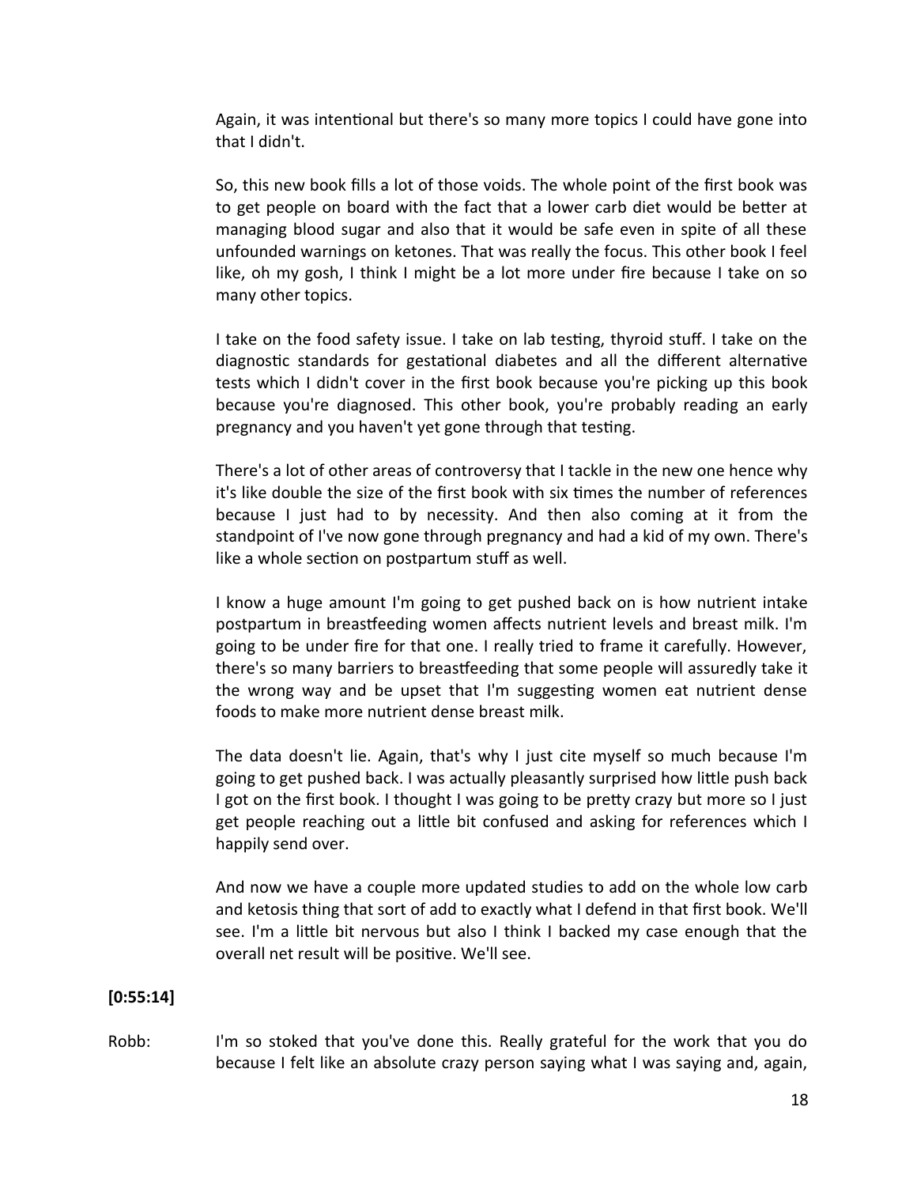Again, it was intentional but there's so many more topics I could have gone into that I didn't.

So, this new book fills a lot of those voids. The whole point of the first book was to get people on board with the fact that a lower carb diet would be better at managing blood sugar and also that it would be safe even in spite of all these unfounded warnings on ketones. That was really the focus. This other book I feel like, oh my gosh, I think I might be a lot more under fire because I take on so many other topics.

I take on the food safety issue. I take on lab testing, thyroid stuff. I take on the diagnostic standards for gestational diabetes and all the different alternative tests which I didn't cover in the first book because you're picking up this book because you're diagnosed. This other book, you're probably reading an early pregnancy and you haven't yet gone through that testing.

There's a lot of other areas of controversy that I tackle in the new one hence why it's like double the size of the first book with six times the number of references because I just had to by necessity. And then also coming at it from the standpoint of I've now gone through pregnancy and had a kid of my own. There's like a whole section on postpartum stuff as well.

I know a huge amount I'm going to get pushed back on is how nutrient intake postpartum in breastfeeding women affects nutrient levels and breast milk. I'm going to be under fire for that one. I really tried to frame it carefully. However, there's so many barriers to breastfeeding that some people will assuredly take it the wrong way and be upset that I'm suggesting women eat nutrient dense foods to make more nutrient dense breast milk.

The data doesn't lie. Again, that's why I just cite myself so much because I'm going to get pushed back. I was actually pleasantly surprised how little push back I got on the first book. I thought I was going to be pretty crazy but more so I just get people reaching out a little bit confused and asking for references which I happily send over.

And now we have a couple more updated studies to add on the whole low carb and ketosis thing that sort of add to exactly what I defend in that first book. We'll see. I'm a little bit nervous but also I think I backed my case enough that the overall net result will be positive. We'll see.

**[0:55:14]**

Robb: I'm so stoked that you've done this. Really grateful for the work that you do because I felt like an absolute crazy person saying what I was saying and, again,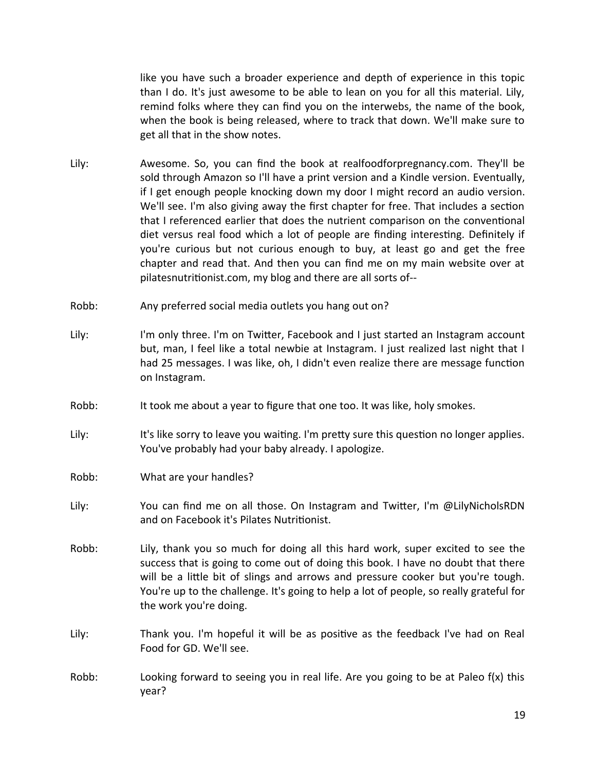like you have such a broader experience and depth of experience in this topic than I do. It's just awesome to be able to lean on you for all this material. Lily, remind folks where they can find you on the interwebs, the name of the book, when the book is being released, where to track that down. We'll make sure to get all that in the show notes.

Lily: Awesome. So, you can find the book at realfoodforpregnancy.com. They'll be sold through Amazon so I'll have a print version and a Kindle version. Eventually, if I get enough people knocking down my door I might record an audio version. We'll see. I'm also giving away the first chapter for free. That includes a section that I referenced earlier that does the nutrient comparison on the conventional diet versus real food which a lot of people are finding interesting. Definitely if you're curious but not curious enough to buy, at least go and get the free chapter and read that. And then you can find me on my main website over at pilatesnutritionist.com, my blog and there are all sorts of--

Robb: Any preferred social media outlets you hang out on?

Lily: I'm only three. I'm on Twitter, Facebook and I just started an Instagram account but, man, I feel like a total newbie at Instagram. I just realized last night that I had 25 messages. I was like, oh, I didn't even realize there are message function on Instagram.

Robb: It took me about a year to figure that one too. It was like, holy smokes.

Lily: It's like sorry to leave you waiting. I'm pretty sure this question no longer applies. You've probably had your baby already. I apologize.

Robb: What are your handles?

Lily: You can find me on all those. On Instagram and Twitter, I'm @LilyNicholsRDN and on Facebook it's Pilates Nutritionist.

Robb: Lily, thank you so much for doing all this hard work, super excited to see the success that is going to come out of doing this book. I have no doubt that there will be a little bit of slings and arrows and pressure cooker but you're tough. You're up to the challenge. It's going to help a lot of people, so really grateful for the work you're doing.

Lily: Thank you. I'm hopeful it will be as positive as the feedback I've had on Real Food for GD. We'll see.

Robb: Looking forward to seeing you in real life. Are you going to be at Paleo f(x) this year?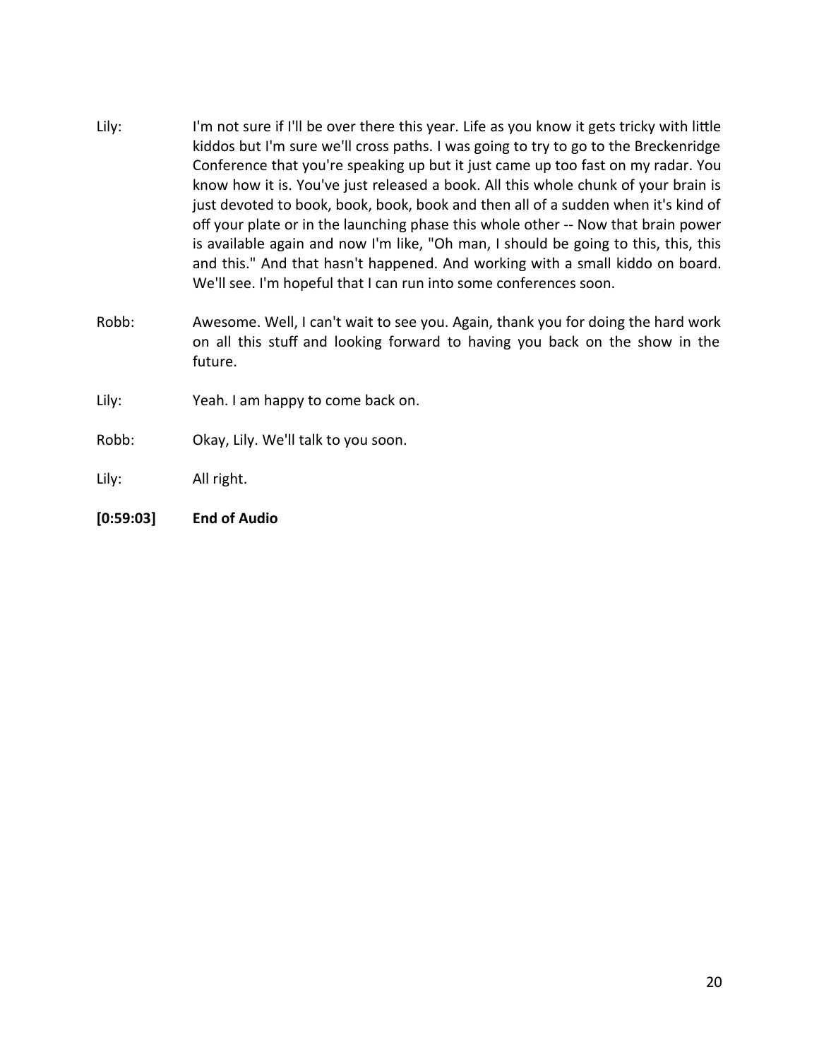Lily: I'm not sure if I'll be over there this year. Life as you know it gets tricky with little kiddos but I'm sure we'll cross paths. I was going to try to go to the Breckenridge Conference that you're speaking up but it just came up too fast on my radar. You know how it is. You've just released a book. All this whole chunk of your brain is just devoted to book, book, book, book and then all of a sudden when it's kind of off your plate or in the launching phase this whole other -- Now that brain power is available again and now I'm like, "Oh man, I should be going to this, this, this and this." And that hasn't happened. And working with a small kiddo on board. We'll see. I'm hopeful that I can run into some conferences soon.

Robb: Awesome. Well, I can't wait to see you. Again, thank you for doing the hard work on all this stuff and looking forward to having you back on the show in the future.

Lily: Yeah. I am happy to come back on.

Robb: Okay, Lily. We'll talk to you soon.

Lily: All right.

**[0:59:03] End of Audio**